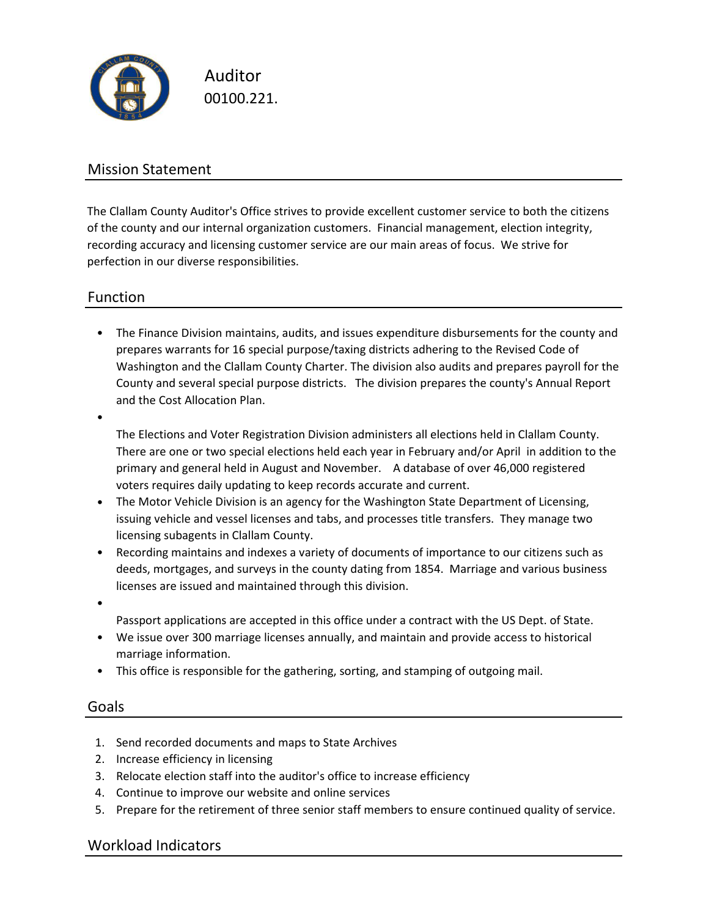# Auditor

00100.221.

## Mission Statement

The Clallam County Auditor's Office strives to provide excellent customer service to both the citizens of the county and our internal organization customers. Financial management, election integrity, recording accuracy and licensing customer service are our main areas of focus. We strive for perfection in our diverse responsibilities.

## Function

- The Finance Division maintains, audits, and issues expenditure disbursements for the county and prepares warrants for 16 special purpose/taxing districts adhering to the Revised Code of Washington and the Clallam County Charter. The division also audits and prepares payroll for the County and several special purpose districts. The division prepares the county's Annual Report and the Cost Allocation Plan.
- The Elections and Voter Registration Division administers all elections held in Clallam County. There are one or two special elections held each year in February and/or April in addition to the primary and general held in August and November. A database of over 46,000 registered voters requires daily updating to keep records accurate and current.
- The Motor Vehicle Division is an agency for the Washington State Department of Licensing, issuing vehicle and vessel licenses and tabs, and processes title transfers. They manage two licensing subagents in Clallam County.
- Recording maintains and indexes a variety of documents of importance to our citizens such as deeds, mortgages, and surveys in the county dating from 1854. Marriage and various business licenses are issued and maintained through this division.
- Passport applications are accepted in this office under a contract with the US Dept. of State.
- We issue over 300 marriage licenses annually, and maintain and provide access to historical marriage information.
- This office is responsible for the gathering, sorting, and stamping of outgoing mail.

## Goals

1. Send recorded documents and maps to State Archives
2. Increase efficiency in licensing
3. Relocate election staff into the auditor's office to increase efficiency
4. Continue to improve our website and online services
5. Prepare for the retirement of three senior staff members to ensure continued quality of service.

## Workload Indicators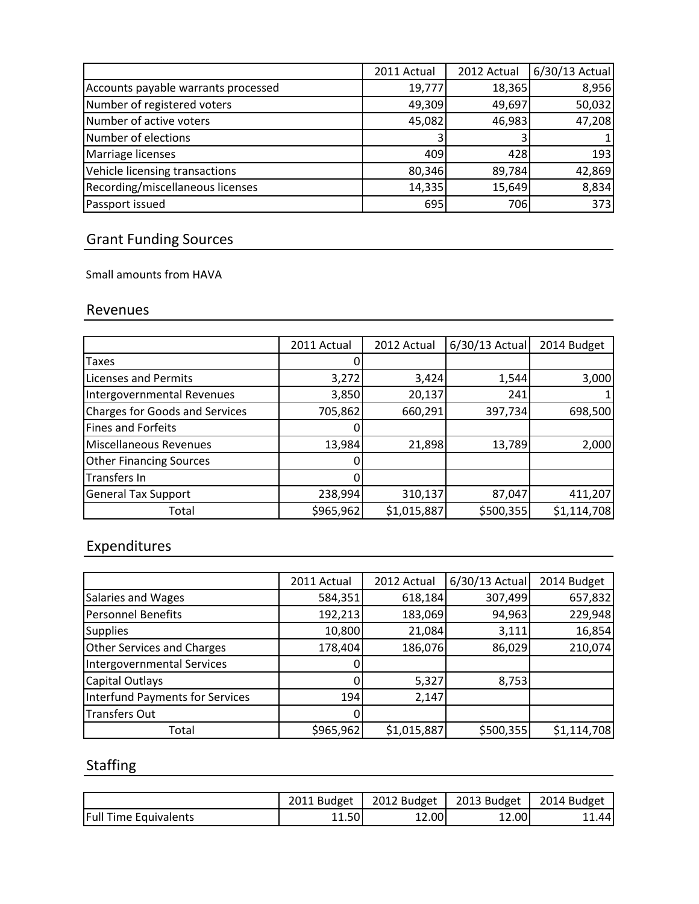| | 2011 Actual | 2012 Actual | 6/30/13 Actual |
|---|---|---|---|
| Accounts payable warrants processed | 19,777 | 18,365 | 8,956 |
| Number of registered voters | 49,309 | 49,697 | 50,032 |
| Number of active voters | 45,082 | 46,983 | 47,208 |
| Number of elections | 3 | 3 | 1 |
| Marriage licenses | 409 | 428 | 193 |
| Vehicle licensing transactions | 80,346 | 89,784 | 42,869 |
| Recording/miscellaneous licenses | 14,335 | 15,649 | 8,834 |
| Passport issued | 695 | 706 | 373 |

## Grant Funding Sources

Small amounts from HAVA

## Revenues

| | 2011 Actual | 2012 Actual | 6/30/13 Actual | 2014 Budget |
|---|---|---|---|---|
| Taxes | 0 | | | |
| Licenses and Permits | 3,272 | 3,424 | 1,544 | 3,000 |
| Intergovernmental Revenues | 3,850 | 20,137 | 241 | 1 |
| Charges for Goods and Services | 705,862 | 660,291 | 397,734 | 698,500 |
| Fines and Forfeits | 0 | | | |
| Miscellaneous Revenues | 13,984 | 21,898 | 13,789 | 2,000 |
| Other Financing Sources | 0 | | | |
| Transfers In | 0 | | | |
| General Tax Support | 238,994 | 310,137 | 87,047 | 411,207 |
| Total | $965,962 | $1,015,887 | $500,355 | $1,114,708 |

## Expenditures

| | 2011 Actual | 2012 Actual | 6/30/13 Actual | 2014 Budget |
|---|---|---|---|---|
| Salaries and Wages | 584,351 | 618,184 | 307,499 | 657,832 |
| Personnel Benefits | 192,213 | 183,069 | 94,963 | 229,948 |
| Supplies | 10,800 | 21,084 | 3,111 | 16,854 |
| Other Services and Charges | 178,404 | 186,076 | 86,029 | 210,074 |
| Intergovernmental Services | 0 | | | |
| Capital Outlays | 0 | 5,327 | 8,753 | |
| Interfund Payments for Services | 194 | 2,147 | | |
| Transfers Out | 0 | | | |
| Total | $965,962 | $1,015,887 | $500,355 | $1,114,708 |

## Staffing

| | 2011 Budget | 2012 Budget | 2013 Budget | 2014 Budget |
|---|---|---|---|---|
| Full Time Equivalents | 11.50 | 12.00 | 12.00 | 11.44 |